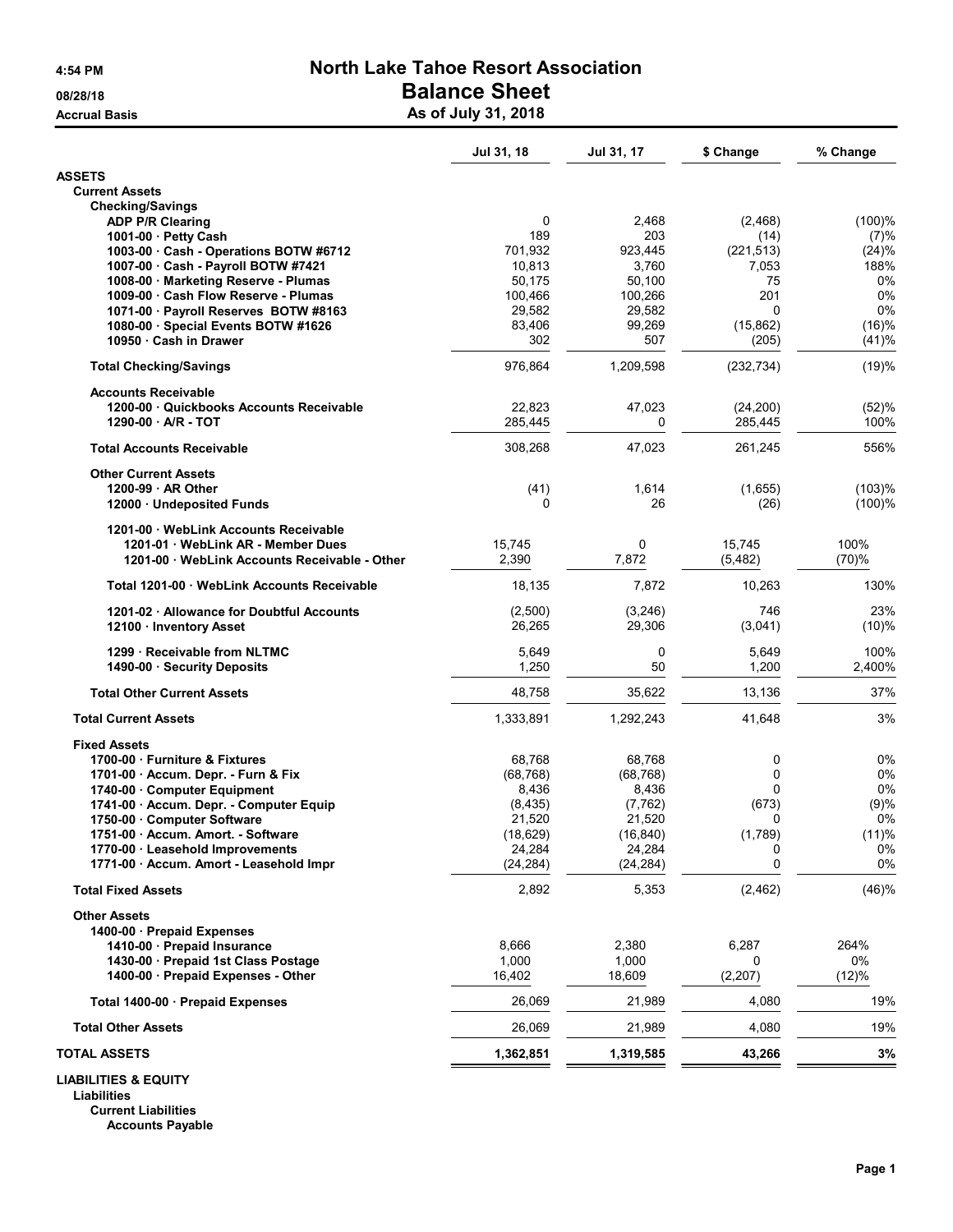# North Lake Tahoe Resort Association

## Balance Sheet

### As of July 31, 2018

4:54 PM
08/28/18
Accrual Basis

| | Jul 31, 18 | Jul 31, 17 | $ Change | % Change |
|---|---|---|---|---|
| **ASSETS** | | | | |
| **Current Assets** | | | | |
| **Checking/Savings** | | | | |
| ADP P/R Clearing | 0 | 2,468 | (2,468) | (100)% |
| 1001-00 · Petty Cash | 189 | 203 | (14) | (7)% |
| 1003-00 · Cash - Operations BOTW #6712 | 701,932 | 923,445 | (221,513) | (24)% |
| 1007-00 · Cash - Payroll BOTW #7421 | 10,813 | 3,760 | 7,053 | 188% |
| 1008-00 · Marketing Reserve - Plumas | 50,175 | 50,100 | 75 | 0% |
| 1009-00 · Cash Flow Reserve - Plumas | 100,466 | 100,266 | 201 | 0% |
| 1071-00 · Payroll Reserves BOTW #8163 | 29,582 | 29,582 | 0 | 0% |
| 1080-00 · Special Events BOTW #1626 | 83,406 | 99,269 | (15,862) | (16)% |
| 10950 · Cash in Drawer | 302 | 507 | (205) | (41)% |
| **Total Checking/Savings** | 976,864 | 1,209,598 | (232,734) | (19)% |
| **Accounts Receivable** | | | | |
| 1200-00 · Quickbooks Accounts Receivable | 22,823 | 47,023 | (24,200) | (52)% |
| 1290-00 · A/R - TOT | 285,445 | 0 | 285,445 | 100% |
| **Total Accounts Receivable** | 308,268 | 47,023 | 261,245 | 556% |
| **Other Current Assets** | | | | |
| 1200-99 · AR Other | (41) | 1,614 | (1,655) | (103)% |
| 12000 · Undeposited Funds | 0 | 26 | (26) | (100)% |
| 1201-00 · WebLink Accounts Receivable | | | | |
| 1201-01 · WebLink AR - Member Dues | 15,745 | 0 | 15,745 | 100% |
| 1201-00 · WebLink Accounts Receivable - Other | 2,390 | 7,872 | (5,482) | (70)% |
| Total 1201-00 · WebLink Accounts Receivable | 18,135 | 7,872 | 10,263 | 130% |
| 1201-02 · Allowance for Doubtful Accounts | (2,500) | (3,246) | 746 | 23% |
| 12100 · Inventory Asset | 26,265 | 29,306 | (3,041) | (10)% |
| 1299 · Receivable from NLTMC | 5,649 | 0 | 5,649 | 100% |
| 1490-00 · Security Deposits | 1,250 | 50 | 1,200 | 2,400% |
| **Total Other Current Assets** | 48,758 | 35,622 | 13,136 | 37% |
| **Total Current Assets** | 1,333,891 | 1,292,243 | 41,648 | 3% |
| **Fixed Assets** | | | | |
| 1700-00 · Furniture & Fixtures | 68,768 | 68,768 | 0 | 0% |
| 1701-00 · Accum. Depr. - Furn & Fix | (68,768) | (68,768) | 0 | 0% |
| 1740-00 · Computer Equipment | 8,436 | 8,436 | 0 | 0% |
| 1741-00 · Accum. Depr. - Computer Equip | (8,435) | (7,762) | (673) | (9)% |
| 1750-00 · Computer Software | 21,520 | 21,520 | 0 | 0% |
| 1751-00 · Accum. Amort. - Software | (18,629) | (16,840) | (1,789) | (11)% |
| 1770-00 · Leasehold Improvements | 24,284 | 24,284 | 0 | 0% |
| 1771-00 · Accum. Amort - Leasehold Impr | (24,284) | (24,284) | 0 | 0% |
| **Total Fixed Assets** | 2,892 | 5,353 | (2,462) | (46)% |
| **Other Assets** | | | | |
| 1400-00 · Prepaid Expenses | | | | |
| 1410-00 · Prepaid Insurance | 8,666 | 2,380 | 6,287 | 264% |
| 1430-00 · Prepaid 1st Class Postage | 1,000 | 1,000 | 0 | 0% |
| 1400-00 · Prepaid Expenses - Other | 16,402 | 18,609 | (2,207) | (12)% |
| Total 1400-00 · Prepaid Expenses | 26,069 | 21,989 | 4,080 | 19% |
| **Total Other Assets** | 26,069 | 21,989 | 4,080 | 19% |
| **TOTAL ASSETS** | **1,362,851** | **1,319,585** | **43,266** | **3%** |
| **LIABILITIES & EQUITY** | | | | |
| **Liabilities** | | | | |
| **Current Liabilities** | | | | |
| **Accounts Payable** | | | | |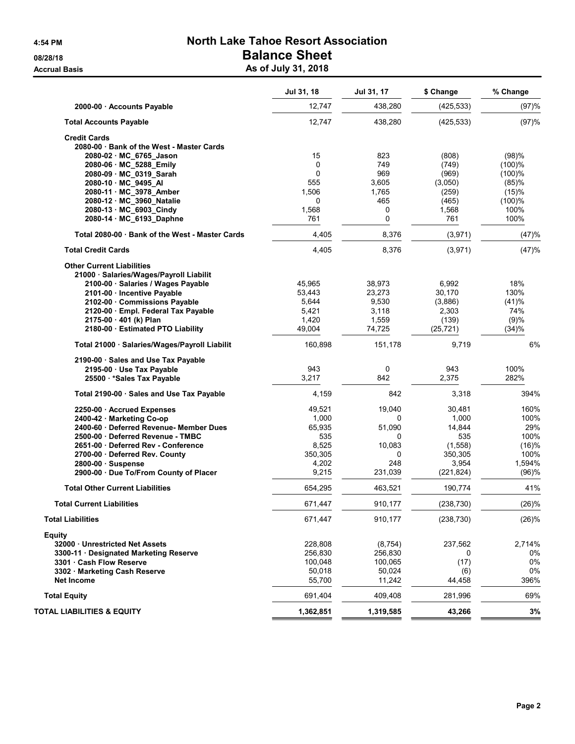# North Lake Tahoe Resort Association

## Balance Sheet

### As of July 31, 2018

4:54 PM
08/28/18
Accrual Basis

| | Jul 31, 18 | Jul 31, 17 | $ Change | % Change |
|---|---|---|---|---|
| 2000-00 · Accounts Payable | 12,747 | 438,280 | (425,533) | (97)% |
| **Total Accounts Payable** | 12,747 | 438,280 | (425,533) | (97)% |
| **Credit Cards** | | | | |
| 2080-00 · Bank of the West - Master Cards | | | | |
| 2080-02 · MC_6765_Jason | 15 | 823 | (808) | (98)% |
| 2080-06 · MC_5288_Emily | 0 | 749 | (749) | (100)% |
| 2080-09 · MC_0319_Sarah | 0 | 969 | (969) | (100)% |
| 2080-10 · MC_9495_Al | 555 | 3,605 | (3,050) | (85)% |
| 2080-11 · MC_3978_Amber | 1,506 | 1,765 | (259) | (15)% |
| 2080-12 · MC_3960_Natalie | 0 | 465 | (465) | (100)% |
| 2080-13 · MC_6903_Cindy | 1,568 | 0 | 1,568 | 100% |
| 2080-14 · MC_6193_Daphne | 761 | 0 | 761 | 100% |
| Total 2080-00 · Bank of the West - Master Cards | 4,405 | 8,376 | (3,971) | (47)% |
| **Total Credit Cards** | 4,405 | 8,376 | (3,971) | (47)% |
| **Other Current Liabilities** | | | | |
| 21000 · Salaries/Wages/Payroll Liabilit | | | | |
| 2100-00 · Salaries / Wages Payable | 45,965 | 38,973 | 6,992 | 18% |
| 2101-00 · Incentive Payable | 53,443 | 23,273 | 30,170 | 130% |
| 2102-00 · Commissions Payable | 5,644 | 9,530 | (3,886) | (41)% |
| 2120-00 · Empl. Federal Tax Payable | 5,421 | 3,118 | 2,303 | 74% |
| 2175-00 · 401 (k) Plan | 1,420 | 1,559 | (139) | (9)% |
| 2180-00 · Estimated PTO Liability | 49,004 | 74,725 | (25,721) | (34)% |
| Total 21000 · Salaries/Wages/Payroll Liabilit | 160,898 | 151,178 | 9,719 | 6% |
| 2190-00 · Sales and Use Tax Payable | | | | |
| 2195-00 · Use Tax Payable | 943 | 0 | 943 | 100% |
| 25500 · *Sales Tax Payable | 3,217 | 842 | 2,375 | 282% |
| Total 2190-00 · Sales and Use Tax Payable | 4,159 | 842 | 3,318 | 394% |
| 2250-00 · Accrued Expenses | 49,521 | 19,040 | 30,481 | 160% |
| 2400-42 · Marketing Co-op | 1,000 | 0 | 1,000 | 100% |
| 2400-60 · Deferred Revenue- Member Dues | 65,935 | 51,090 | 14,844 | 29% |
| 2500-00 · Deferred Revenue - TMBC | 535 | 0 | 535 | 100% |
| 2651-00 · Deferred Rev - Conference | 8,525 | 10,083 | (1,558) | (16)% |
| 2700-00 · Deferred Rev. County | 350,305 | 0 | 350,305 | 100% |
| 2800-00 · Suspense | 4,202 | 248 | 3,954 | 1,594% |
| 2900-00 · Due To/From County of Placer | 9,215 | 231,039 | (221,824) | (96)% |
| **Total Other Current Liabilities** | 654,295 | 463,521 | 190,774 | 41% |
| **Total Current Liabilities** | 671,447 | 910,177 | (238,730) | (26)% |
| **Total Liabilities** | 671,447 | 910,177 | (238,730) | (26)% |
| **Equity** | | | | |
| 32000 · Unrestricted Net Assets | 228,808 | (8,754) | 237,562 | 2,714% |
| 3300-11 · Designated Marketing Reserve | 256,830 | 256,830 | 0 | 0% |
| 3301 · Cash Flow Reserve | 100,048 | 100,065 | (17) | 0% |
| 3302 · Marketing Cash Reserve | 50,018 | 50,024 | (6) | 0% |
| Net Income | 55,700 | 11,242 | 44,458 | 396% |
| **Total Equity** | 691,404 | 409,408 | 281,996 | 69% |
| **TOTAL LIABILITIES & EQUITY** | **1,362,851** | **1,319,585** | **43,266** | **3%** |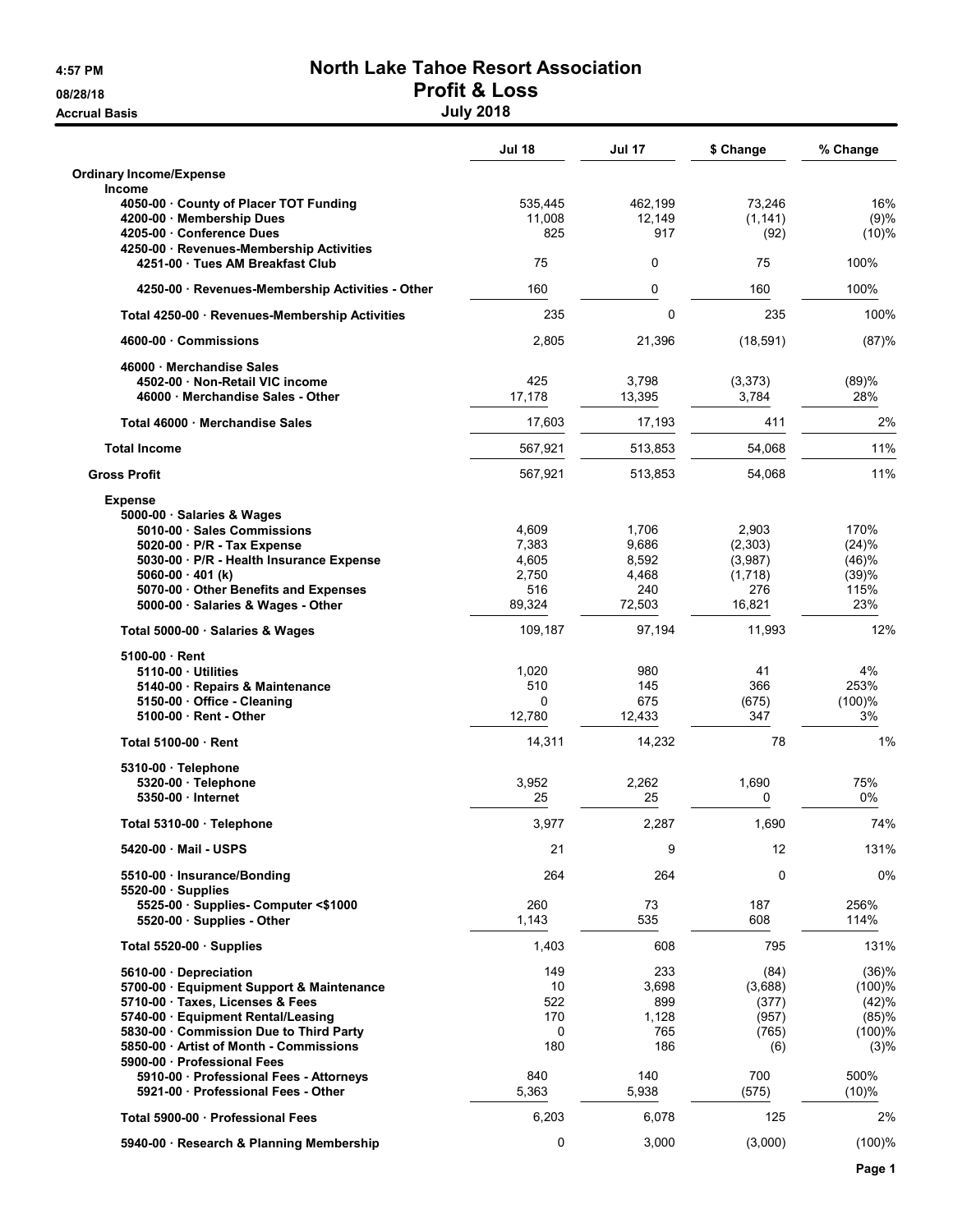# North Lake Tahoe Resort Association

## Profit & Loss

### July 2018

4:57 PM
08/28/18
Accrual Basis

| | Jul 18 | Jul 17 | $ Change | % Change |
|---|---|---|---|---|
| **Ordinary Income/Expense** | | | | |
| **Income** | | | | |
| 4050-00 · County of Placer TOT Funding | 535,445 | 462,199 | 73,246 | 16% |
| 4200-00 · Membership Dues | 11,008 | 12,149 | (1,141) | (9)% |
| 4205-00 · Conference Dues | 825 | 917 | (92) | (10)% |
| 4250-00 · Revenues-Membership Activities | | | | |
| 4251-00 · Tues AM Breakfast Club | 75 | 0 | 75 | 100% |
| 4250-00 · Revenues-Membership Activities - Other | 160 | 0 | 160 | 100% |
| Total 4250-00 · Revenues-Membership Activities | 235 | 0 | 235 | 100% |
| 4600-00 · Commissions | 2,805 | 21,396 | (18,591) | (87)% |
| 46000 · Merchandise Sales | | | | |
| 4502-00 · Non-Retail VIC income | 425 | 3,798 | (3,373) | (89)% |
| 46000 · Merchandise Sales - Other | 17,178 | 13,395 | 3,784 | 28% |
| Total 46000 · Merchandise Sales | 17,603 | 17,193 | 411 | 2% |
| **Total Income** | 567,921 | 513,853 | 54,068 | 11% |
| **Gross Profit** | 567,921 | 513,853 | 54,068 | 11% |
| **Expense** | | | | |
| 5000-00 · Salaries & Wages | | | | |
| 5010-00 · Sales Commissions | 4,609 | 1,706 | 2,903 | 170% |
| 5020-00 · P/R - Tax Expense | 7,383 | 9,686 | (2,303) | (24)% |
| 5030-00 · P/R - Health Insurance Expense | 4,605 | 8,592 | (3,987) | (46)% |
| 5060-00 · 401 (k) | 2,750 | 4,468 | (1,718) | (39)% |
| 5070-00 · Other Benefits and Expenses | 516 | 240 | 276 | 115% |
| 5000-00 · Salaries & Wages - Other | 89,324 | 72,503 | 16,821 | 23% |
| Total 5000-00 · Salaries & Wages | 109,187 | 97,194 | 11,993 | 12% |
| 5100-00 · Rent | | | | |
| 5110-00 · Utilities | 1,020 | 980 | 41 | 4% |
| 5140-00 · Repairs & Maintenance | 510 | 145 | 366 | 253% |
| 5150-00 · Office - Cleaning | 0 | 675 | (675) | (100)% |
| 5100-00 · Rent - Other | 12,780 | 12,433 | 347 | 3% |
| Total 5100-00 · Rent | 14,311 | 14,232 | 78 | 1% |
| 5310-00 · Telephone | | | | |
| 5320-00 · Telephone | 3,952 | 2,262 | 1,690 | 75% |
| 5350-00 · Internet | 25 | 25 | 0 | 0% |
| Total 5310-00 · Telephone | 3,977 | 2,287 | 1,690 | 74% |
| 5420-00 · Mail - USPS | 21 | 9 | 12 | 131% |
| 5510-00 · Insurance/Bonding | 264 | 264 | 0 | 0% |
| 5520-00 · Supplies | | | | |
| 5525-00 · Supplies- Computer <$1000 | 260 | 73 | 187 | 256% |
| 5520-00 · Supplies - Other | 1,143 | 535 | 608 | 114% |
| Total 5520-00 · Supplies | 1,403 | 608 | 795 | 131% |
| 5610-00 · Depreciation | 149 | 233 | (84) | (36)% |
| 5700-00 · Equipment Support & Maintenance | 10 | 3,698 | (3,688) | (100)% |
| 5710-00 · Taxes, Licenses & Fees | 522 | 899 | (377) | (42)% |
| 5740-00 · Equipment Rental/Leasing | 170 | 1,128 | (957) | (85)% |
| 5830-00 · Commission Due to Third Party | 0 | 765 | (765) | (100)% |
| 5850-00 · Artist of Month - Commissions | 180 | 186 | (6) | (3)% |
| 5900-00 · Professional Fees | | | | |
| 5910-00 · Professional Fees - Attorneys | 840 | 140 | 700 | 500% |
| 5921-00 · Professional Fees - Other | 5,363 | 5,938 | (575) | (10)% |
| Total 5900-00 · Professional Fees | 6,203 | 6,078 | 125 | 2% |
| 5940-00 · Research & Planning Membership | 0 | 3,000 | (3,000) | (100)% |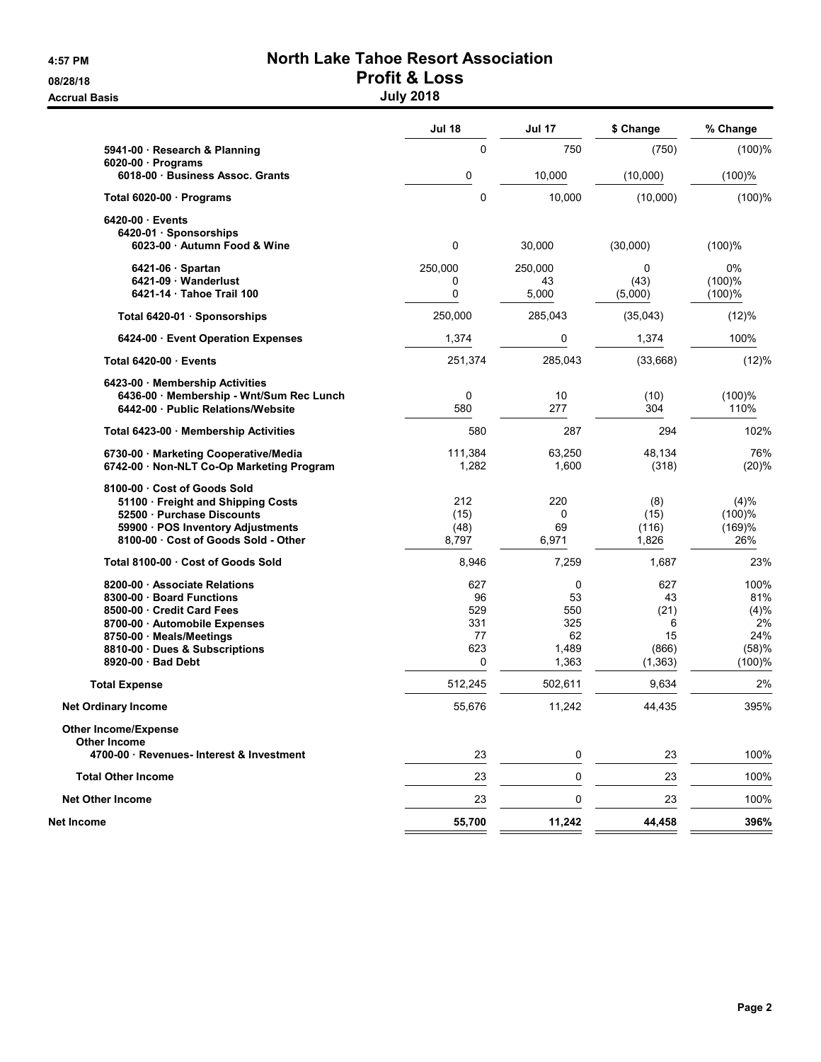# North Lake Tahoe Resort Association

## Profit & Loss

### July 2018

4:57 PM
08/28/18
Accrual Basis

| | Jul 18 | Jul 17 | $ Change | % Change |
|---|---|---|---|---|
| 5941-00 · Research & Planning | 0 | 750 | (750) | (100)% |
| 6020-00 · Programs | | | | |
| 6018-00 · Business Assoc. Grants | 0 | 10,000 | (10,000) | (100)% |
| Total 6020-00 · Programs | 0 | 10,000 | (10,000) | (100)% |
| 6420-00 · Events | | | | |
| 6420-01 · Sponsorships | | | | |
| 6023-00 · Autumn Food & Wine | 0 | 30,000 | (30,000) | (100)% |
| 6421-06 · Spartan | 250,000 | 250,000 | 0 | 0% |
| 6421-09 · Wanderlust | 0 | 43 | (43) | (100)% |
| 6421-14 · Tahoe Trail 100 | 0 | 5,000 | (5,000) | (100)% |
| Total 6420-01 · Sponsorships | 250,000 | 285,043 | (35,043) | (12)% |
| 6424-00 · Event Operation Expenses | 1,374 | 0 | 1,374 | 100% |
| Total 6420-00 · Events | 251,374 | 285,043 | (33,668) | (12)% |
| 6423-00 · Membership Activities | | | | |
| 6436-00 · Membership - Wnt/Sum Rec Lunch | 0 | 10 | (10) | (100)% |
| 6442-00 · Public Relations/Website | 580 | 277 | 304 | 110% |
| Total 6423-00 · Membership Activities | 580 | 287 | 294 | 102% |
| 6730-00 · Marketing Cooperative/Media | 111,384 | 63,250 | 48,134 | 76% |
| 6742-00 · Non-NLT Co-Op Marketing Program | 1,282 | 1,600 | (318) | (20)% |
| 8100-00 · Cost of Goods Sold | | | | |
| 51100 · Freight and Shipping Costs | 212 | 220 | (8) | (4)% |
| 52500 · Purchase Discounts | (15) | 0 | (15) | (100)% |
| 59900 · POS Inventory Adjustments | (48) | 69 | (116) | (169)% |
| 8100-00 · Cost of Goods Sold - Other | 8,797 | 6,971 | 1,826 | 26% |
| Total 8100-00 · Cost of Goods Sold | 8,946 | 7,259 | 1,687 | 23% |
| 8200-00 · Associate Relations | 627 | 0 | 627 | 100% |
| 8300-00 · Board Functions | 96 | 53 | 43 | 81% |
| 8500-00 · Credit Card Fees | 529 | 550 | (21) | (4)% |
| 8700-00 · Automobile Expenses | 331 | 325 | 6 | 2% |
| 8750-00 · Meals/Meetings | 77 | 62 | 15 | 24% |
| 8810-00 · Dues & Subscriptions | 623 | 1,489 | (866) | (58)% |
| 8920-00 · Bad Debt | 0 | 1,363 | (1,363) | (100)% |
| Total Expense | 512,245 | 502,611 | 9,634 | 2% |
| Net Ordinary Income | 55,676 | 11,242 | 44,435 | 395% |
| Other Income/Expense | | | | |
| Other Income | | | | |
| 4700-00 · Revenues- Interest & Investment | 23 | 0 | 23 | 100% |
| Total Other Income | 23 | 0 | 23 | 100% |
| Net Other Income | 23 | 0 | 23 | 100% |
| **Net Income** | **55,700** | **11,242** | **44,458** | **396%** |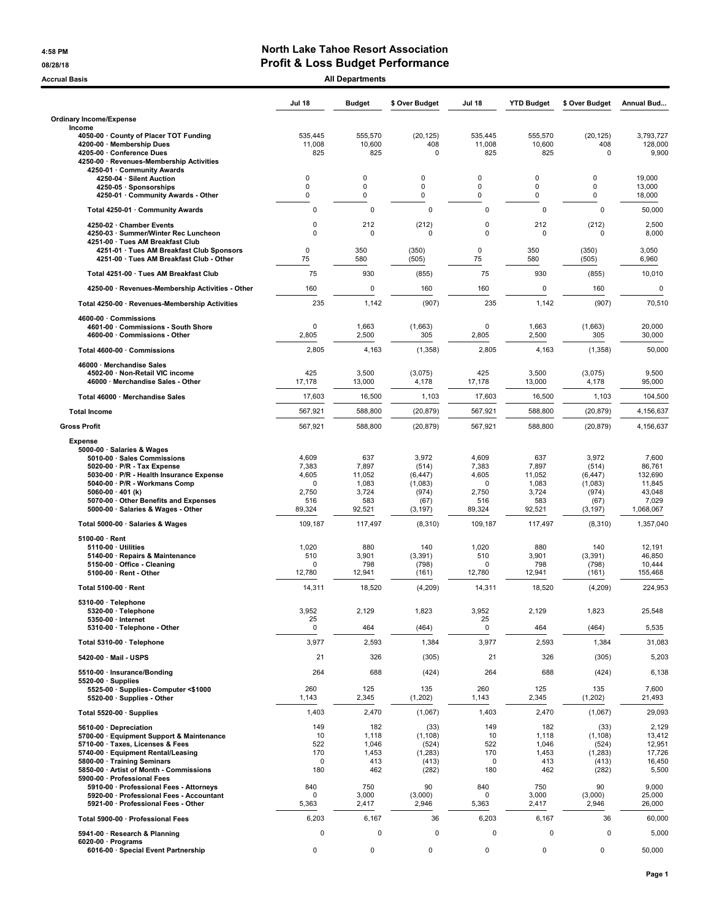# North Lake Tahoe Resort Association

## Profit & Loss Budget Performance

4:58 PM
08/28/18
Accrual Basis

All Departments

| | Jul 18 | Budget | $ Over Budget | Jul 18 | YTD Budget | $ Over Budget | Annual Bud... |
|---|---|---|---|---|---|---|---|
| **Ordinary Income/Expense** | | | | | | | |
| **Income** | | | | | | | |
| 4050-00 · County of Placer TOT Funding | 535,445 | 555,570 | (20,125) | 535,445 | 555,570 | (20,125) | 3,793,727 |
| 4200-00 · Membership Dues | 11,008 | 10,600 | 408 | 11,008 | 10,600 | 408 | 128,000 |
| 4205-00 · Conference Dues | 825 | 825 | 0 | 825 | 825 | 0 | 9,900 |
| 4250-00 · Revenues-Membership Activities | | | | | | | |
| 4250-01 · Community Awards | | | | | | | |
| 4250-04 · Silent Auction | 0 | 0 | 0 | 0 | 0 | 0 | 19,000 |
| 4250-05 · Sponsorships | 0 | 0 | 0 | 0 | 0 | 0 | 13,000 |
| 4250-01 · Community Awards - Other | 0 | 0 | 0 | 0 | 0 | 0 | 18,000 |
| Total 4250-01 · Community Awards | 0 | 0 | 0 | 0 | 0 | 0 | 50,000 |
| 4250-02 · Chamber Events | 0 | 212 | (212) | 0 | 212 | (212) | 2,500 |
| 4250-03 · Summer/Winter Rec Luncheon | 0 | 0 | 0 | 0 | 0 | 0 | 8,000 |
| 4251-00 · Tues AM Breakfast Club | | | | | | | |
| 4251-01 · Tues AM Breakfast Club Sponsors | 0 | 350 | (350) | 0 | 350 | (350) | 3,050 |
| 4251-00 · Tues AM Breakfast Club - Other | 75 | 580 | (505) | 75 | 580 | (505) | 6,960 |
| Total 4251-00 · Tues AM Breakfast Club | 75 | 930 | (855) | 75 | 930 | (855) | 10,010 |
| 4250-00 · Revenues-Membership Activities - Other | 160 | 0 | 160 | 160 | 0 | 160 | 0 |
| Total 4250-00 · Revenues-Membership Activities | 235 | 1,142 | (907) | 235 | 1,142 | (907) | 70,510 |
| 4600-00 · Commissions | | | | | | | |
| 4601-00 · Commissions - South Shore | 0 | 1,663 | (1,663) | 0 | 1,663 | (1,663) | 20,000 |
| 4600-00 · Commissions - Other | 2,805 | 2,500 | 305 | 2,805 | 2,500 | 305 | 30,000 |
| Total 4600-00 · Commissions | 2,805 | 4,163 | (1,358) | 2,805 | 4,163 | (1,358) | 50,000 |
| 46000 · Merchandise Sales | | | | | | | |
| 4502-00 · Non-Retail VIC income | 425 | 3,500 | (3,075) | 425 | 3,500 | (3,075) | 9,500 |
| 46000 · Merchandise Sales - Other | 17,178 | 13,000 | 4,178 | 17,178 | 13,000 | 4,178 | 95,000 |
| Total 46000 · Merchandise Sales | 17,603 | 16,500 | 1,103 | 17,603 | 16,500 | 1,103 | 104,500 |
| **Total Income** | 567,921 | 588,800 | (20,879) | 567,921 | 588,800 | (20,879) | 4,156,637 |
| **Gross Profit** | 567,921 | 588,800 | (20,879) | 567,921 | 588,800 | (20,879) | 4,156,637 |
| **Expense** | | | | | | | |
| 5000-00 · Salaries & Wages | | | | | | | |
| 5010-00 · Sales Commissions | 4,609 | 637 | 3,972 | 4,609 | 637 | 3,972 | 7,600 |
| 5020-00 · P/R - Tax Expense | 7,383 | 7,897 | (514) | 7,383 | 7,897 | (514) | 86,761 |
| 5030-00 · P/R - Health Insurance Expense | 4,605 | 11,052 | (6,447) | 4,605 | 11,052 | (6,447) | 132,690 |
| 5040-00 · P/R - Workmans Comp | 0 | 1,083 | (1,083) | 0 | 1,083 | (1,083) | 11,845 |
| 5060-00 · 401 (k) | 2,750 | 3,724 | (974) | 2,750 | 3,724 | (974) | 43,048 |
| 5070-00 · Other Benefits and Expenses | 516 | 583 | (67) | 516 | 583 | (67) | 7,029 |
| 5000-00 · Salaries & Wages - Other | 89,324 | 92,521 | (3,197) | 89,324 | 92,521 | (3,197) | 1,068,067 |
| Total 5000-00 · Salaries & Wages | 109,187 | 117,497 | (8,310) | 109,187 | 117,497 | (8,310) | 1,357,040 |
| 5100-00 · Rent | | | | | | | |
| 5110-00 · Utilities | 1,020 | 880 | 140 | 1,020 | 880 | 140 | 12,191 |
| 5140-00 · Repairs & Maintenance | 510 | 3,901 | (3,391) | 510 | 3,901 | (3,391) | 46,850 |
| 5150-00 · Office - Cleaning | 0 | 798 | (798) | 0 | 798 | (798) | 10,444 |
| 5100-00 · Rent - Other | 12,780 | 12,941 | (161) | 12,780 | 12,941 | (161) | 155,468 |
| Total 5100-00 · Rent | 14,311 | 18,520 | (4,209) | 14,311 | 18,520 | (4,209) | 224,953 |
| 5310-00 · Telephone | | | | | | | |
| 5320-00 · Telephone | 3,952 | 2,129 | 1,823 | 3,952 | 2,129 | 1,823 | 25,548 |
| 5350-00 · Internet | 25 | | | 25 | | | |
| 5310-00 · Telephone - Other | 0 | 464 | (464) | 0 | 464 | (464) | 5,535 |
| Total 5310-00 · Telephone | 3,977 | 2,593 | 1,384 | 3,977 | 2,593 | 1,384 | 31,083 |
| 5420-00 · Mail - USPS | 21 | 326 | (305) | 21 | 326 | (305) | 5,203 |
| 5510-00 · Insurance/Bonding | 264 | 688 | (424) | 264 | 688 | (424) | 6,138 |
| 5520-00 · Supplies | | | | | | | |
| 5525-00 · Supplies- Computer <$1000 | 260 | 125 | 135 | 260 | 125 | 135 | 7,600 |
| 5520-00 · Supplies - Other | 1,143 | 2,345 | (1,202) | 1,143 | 2,345 | (1,202) | 21,493 |
| Total 5520-00 · Supplies | 1,403 | 2,470 | (1,067) | 1,403 | 2,470 | (1,067) | 29,093 |
| 5610-00 · Depreciation | 149 | 182 | (33) | 149 | 182 | (33) | 2,129 |
| 5700-00 · Equipment Support & Maintenance | 10 | 1,118 | (1,108) | 10 | 1,118 | (1,108) | 13,412 |
| 5710-00 · Taxes, Licenses & Fees | 522 | 1,046 | (524) | 522 | 1,046 | (524) | 12,951 |
| 5740-00 · Equipment Rental/Leasing | 170 | 1,453 | (1,283) | 170 | 1,453 | (1,283) | 17,726 |
| 5800-00 · Training Seminars | 0 | 413 | (413) | 0 | 413 | (413) | 16,450 |
| 5850-00 · Artist of Month - Commissions | 180 | 462 | (282) | 180 | 462 | (282) | 5,500 |
| 5900-00 · Professional Fees | | | | | | | |
| 5910-00 · Professional Fees - Attorneys | 840 | 750 | 90 | 840 | 750 | 90 | 9,000 |
| 5920-00 · Professional Fees - Accountant | 0 | 3,000 | (3,000) | 0 | 3,000 | (3,000) | 25,000 |
| 5921-00 · Professional Fees - Other | 5,363 | 2,417 | 2,946 | 5,363 | 2,417 | 2,946 | 26,000 |
| Total 5900-00 · Professional Fees | 6,203 | 6,167 | 36 | 6,203 | 6,167 | 36 | 60,000 |
| 5941-00 · Research & Planning | 0 | 0 | 0 | 0 | 0 | 0 | 5,000 |
| 6020-00 · Programs | | | | | | | |
| 6016-00 · Special Event Partnership | 0 | 0 | 0 | 0 | 0 | 0 | 50,000 |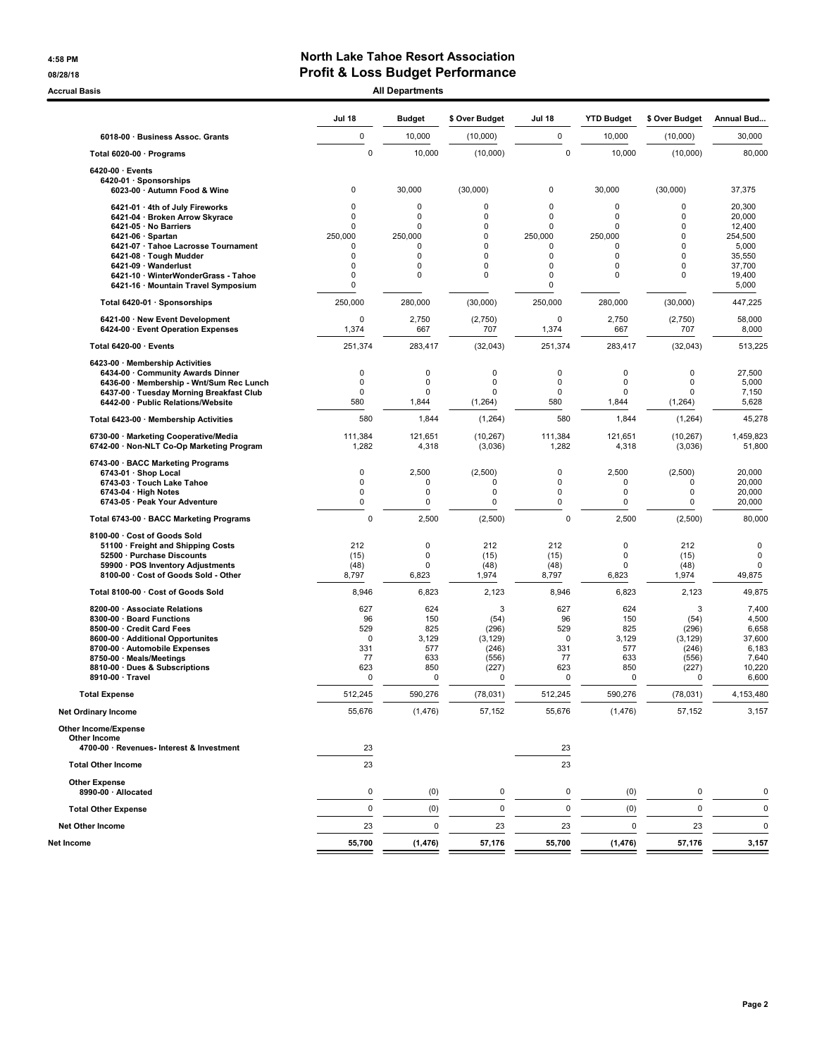# North Lake Tahoe Resort Association

## Profit & Loss Budget Performance

4:58 PM
08/28/18
Accrual Basis

**All Departments**

| | Jul 18 | Budget | $ Over Budget | Jul 18 | YTD Budget | $ Over Budget | Annual Bud... |
|---|---|---|---|---|---|---|---|
| 6018-00 · Business Assoc. Grants | 0 | 10,000 | (10,000) | 0 | 10,000 | (10,000) | 30,000 |
| **Total 6020-00 · Programs** | 0 | 10,000 | (10,000) | 0 | 10,000 | (10,000) | 80,000 |
| 6420-00 · Events | | | | | | | |
| 6420-01 · Sponsorships | | | | | | | |
| 6023-00 · Autumn Food & Wine | 0 | 30,000 | (30,000) | 0 | 30,000 | (30,000) | 37,375 |
| 6421-01 · 4th of July Fireworks | 0 | 0 | 0 | 0 | 0 | 0 | 20,300 |
| 6421-04 · Broken Arrow Skyrace | 0 | 0 | 0 | 0 | 0 | 0 | 20,000 |
| 6421-05 · No Barriers | 0 | 0 | 0 | 0 | 0 | 0 | 12,400 |
| 6421-06 · Spartan | 250,000 | 250,000 | 0 | 250,000 | 250,000 | 0 | 254,500 |
| 6421-07 · Tahoe Lacrosse Tournament | 0 | 0 | 0 | 0 | 0 | 0 | 5,000 |
| 6421-08 · Tough Mudder | 0 | 0 | 0 | 0 | 0 | 0 | 35,550 |
| 6421-09 · Wanderlust | 0 | 0 | 0 | 0 | 0 | 0 | 37,700 |
| 6421-10 · WinterWonderGrass - Tahoe | 0 | 0 | 0 | 0 | 0 | 0 | 19,400 |
| 6421-16 · Mountain Travel Symposium | 0 | | | 0 | | | 5,000 |
| **Total 6420-01 · Sponsorships** | 250,000 | 280,000 | (30,000) | 250,000 | 280,000 | (30,000) | 447,225 |
| 6421-00 · New Event Development | 0 | 2,750 | (2,750) | 0 | 2,750 | (2,750) | 58,000 |
| 6424-00 · Event Operation Expenses | 1,374 | 667 | 707 | 1,374 | 667 | 707 | 8,000 |
| **Total 6420-00 · Events** | 251,374 | 283,417 | (32,043) | 251,374 | 283,417 | (32,043) | 513,225 |
| 6423-00 · Membership Activities | | | | | | | |
| 6434-00 · Community Awards Dinner | 0 | 0 | 0 | 0 | 0 | 0 | 27,500 |
| 6436-00 · Membership - Wnt/Sum Rec Lunch | 0 | 0 | 0 | 0 | 0 | 0 | 5,000 |
| 6437-00 · Tuesday Morning Breakfast Club | 0 | 0 | 0 | 0 | 0 | 0 | 7,150 |
| 6442-00 · Public Relations/Website | 580 | 1,844 | (1,264) | 580 | 1,844 | (1,264) | 5,628 |
| **Total 6423-00 · Membership Activities** | 580 | 1,844 | (1,264) | 580 | 1,844 | (1,264) | 45,278 |
| 6730-00 · Marketing Cooperative/Media | 111,384 | 121,651 | (10,267) | 111,384 | 121,651 | (10,267) | 1,459,823 |
| 6742-00 · Non-NLT Co-Op Marketing Program | 1,282 | 4,318 | (3,036) | 1,282 | 4,318 | (3,036) | 51,800 |
| 6743-00 · BACC Marketing Programs | | | | | | | |
| 6743-01 · Shop Local | 0 | 2,500 | (2,500) | 0 | 2,500 | (2,500) | 20,000 |
| 6743-03 · Touch Lake Tahoe | 0 | 0 | 0 | 0 | 0 | 0 | 20,000 |
| 6743-04 · High Notes | 0 | 0 | 0 | 0 | 0 | 0 | 20,000 |
| 6743-05 · Peak Your Adventure | 0 | 0 | 0 | 0 | 0 | 0 | 20,000 |
| **Total 6743-00 · BACC Marketing Programs** | 0 | 2,500 | (2,500) | 0 | 2,500 | (2,500) | 80,000 |
| 8100-00 · Cost of Goods Sold | | | | | | | |
| 51100 · Freight and Shipping Costs | 212 | 0 | 212 | 212 | 0 | 212 | 0 |
| 52500 · Purchase Discounts | (15) | 0 | (15) | (15) | 0 | (15) | 0 |
| 59900 · POS Inventory Adjustments | (48) | 0 | (48) | (48) | 0 | (48) | 0 |
| 8100-00 · Cost of Goods Sold - Other | 8,797 | 6,823 | 1,974 | 8,797 | 6,823 | 1,974 | 49,875 |
| **Total 8100-00 · Cost of Goods Sold** | 8,946 | 6,823 | 2,123 | 8,946 | 6,823 | 2,123 | 49,875 |
| 8200-00 · Associate Relations | 627 | 624 | 3 | 627 | 624 | 3 | 7,400 |
| 8300-00 · Board Functions | 96 | 150 | (54) | 96 | 150 | (54) | 4,500 |
| 8500-00 · Credit Card Fees | 529 | 825 | (296) | 529 | 825 | (296) | 6,658 |
| 8600-00 · Additional Opportunites | 0 | 3,129 | (3,129) | 0 | 3,129 | (3,129) | 37,600 |
| 8700-00 · Automobile Expenses | 331 | 577 | (246) | 331 | 577 | (246) | 6,183 |
| 8750-00 · Meals/Meetings | 77 | 633 | (556) | 77 | 633 | (556) | 7,640 |
| 8810-00 · Dues & Subscriptions | 623 | 850 | (227) | 623 | 850 | (227) | 10,220 |
| 8910-00 · Travel | 0 | 0 | 0 | 0 | 0 | 0 | 6,600 |
| **Total Expense** | 512,245 | 590,276 | (78,031) | 512,245 | 590,276 | (78,031) | 4,153,480 |
| **Net Ordinary Income** | 55,676 | (1,476) | 57,152 | 55,676 | (1,476) | 57,152 | 3,157 |
| **Other Income/Expense** | | | | | | | |
| **Other Income** | | | | | | | |
| 4700-00 · Revenues- Interest & Investment | 23 | | | 23 | | | |
| **Total Other Income** | 23 | | | 23 | | | |
| **Other Expense** | | | | | | | |
| 8990-00 · Allocated | 0 | (0) | 0 | 0 | (0) | 0 | 0 |
| **Total Other Expense** | 0 | (0) | 0 | 0 | (0) | 0 | 0 |
| **Net Other Income** | 23 | 0 | 23 | 23 | 0 | 23 | 0 |
| **Net Income** | **55,700** | **(1,476)** | **57,176** | **55,700** | **(1,476)** | **57,176** | **3,157** |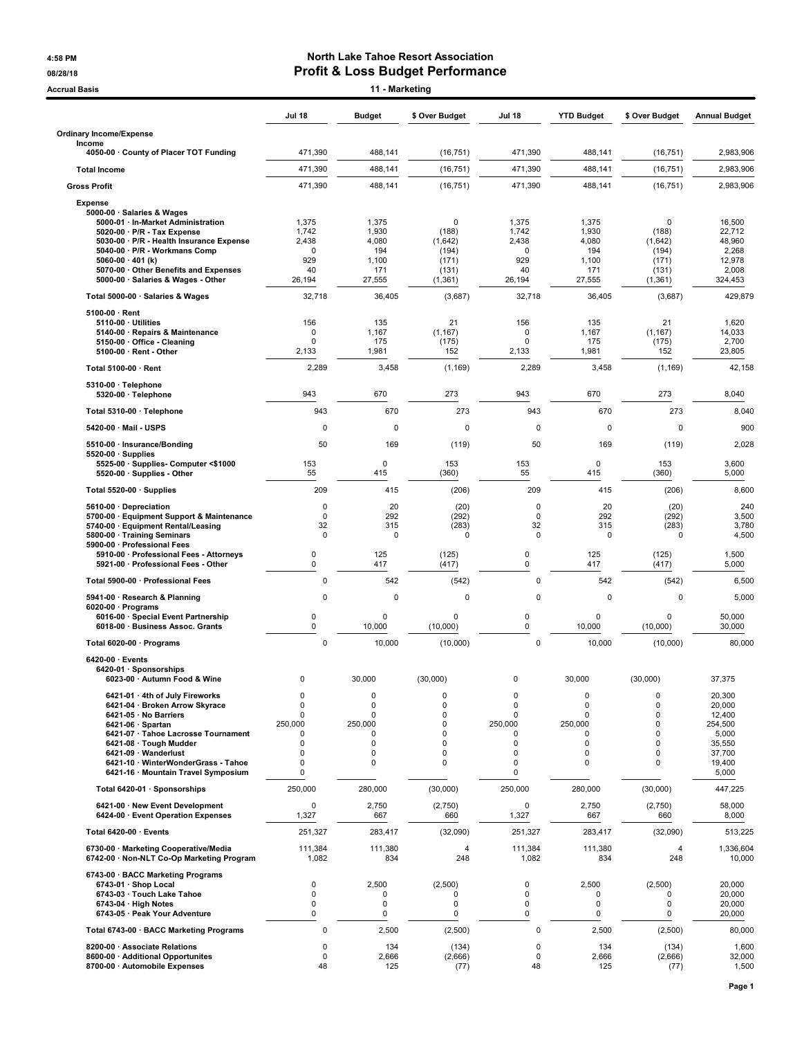# North Lake Tahoe Resort Association

## Profit & Loss Budget Performance

4:58 PM
08/28/18
Accrual Basis

### 11 - Marketing

| | Jul 18 | Budget | $ Over Budget | Jul 18 | YTD Budget | $ Over Budget | Annual Budget |
|---|---|---|---|---|---|---|---|
| **Ordinary Income/Expense** | | | | | | | |
| **Income** | | | | | | | |
| 4050-00 · County of Placer TOT Funding | 471,390 | 488,141 | (16,751) | 471,390 | 488,141 | (16,751) | 2,983,906 |
| **Total Income** | 471,390 | 488,141 | (16,751) | 471,390 | 488,141 | (16,751) | 2,983,906 |
| **Gross Profit** | 471,390 | 488,141 | (16,751) | 471,390 | 488,141 | (16,751) | 2,983,906 |
| **Expense** | | | | | | | |
| 5000-00 · Salaries & Wages | | | | | | | |
| 5000-01 · In-Market Administration | 1,375 | 1,375 | 0 | 1,375 | 1,375 | 0 | 16,500 |
| 5020-00 · P/R - Tax Expense | 1,742 | 1,930 | (188) | 1,742 | 1,930 | (188) | 22,712 |
| 5030-00 · P/R - Health Insurance Expense | 2,438 | 4,080 | (1,642) | 2,438 | 4,080 | (1,642) | 48,960 |
| 5040-00 · P/R - Workmans Comp | 0 | 194 | (194) | 0 | 194 | (194) | 2,268 |
| 5060-00 · 401 (k) | 929 | 1,100 | (171) | 929 | 1,100 | (171) | 12,978 |
| 5070-00 · Other Benefits and Expenses | 40 | 171 | (131) | 40 | 171 | (131) | 2,008 |
| 5000-00 · Salaries & Wages - Other | 26,194 | 27,555 | (1,361) | 26,194 | 27,555 | (1,361) | 324,453 |
| **Total 5000-00 · Salaries & Wages** | 32,718 | 36,405 | (3,687) | 32,718 | 36,405 | (3,687) | 429,879 |
| 5100-00 · Rent | | | | | | | |
| 5110-00 · Utilities | 156 | 135 | 21 | 156 | 135 | 21 | 1,620 |
| 5140-00 · Repairs & Maintenance | 0 | 1,167 | (1,167) | 0 | 1,167 | (1,167) | 14,033 |
| 5150-00 · Office - Cleaning | 0 | 175 | (175) | 0 | 175 | (175) | 2,700 |
| 5100-00 · Rent - Other | 2,133 | 1,981 | 152 | 2,133 | 1,981 | 152 | 23,805 |
| **Total 5100-00 · Rent** | 2,289 | 3,458 | (1,169) | 2,289 | 3,458 | (1,169) | 42,158 |
| 5310-00 · Telephone | | | | | | | |
| 5320-00 · Telephone | 943 | 670 | 273 | 943 | 670 | 273 | 8,040 |
| **Total 5310-00 · Telephone** | 943 | 670 | 273 | 943 | 670 | 273 | 8,040 |
| 5420-00 · Mail - USPS | 0 | 0 | 0 | 0 | 0 | 0 | 900 |
| 5510-00 · Insurance/Bonding | 50 | 169 | (119) | 50 | 169 | (119) | 2,028 |
| 5520-00 · Supplies | | | | | | | |
| 5525-00 · Supplies- Computer <$1000 | 153 | 0 | 153 | 153 | 0 | 153 | 3,600 |
| 5520-00 · Supplies - Other | 55 | 415 | (360) | 55 | 415 | (360) | 5,000 |
| **Total 5520-00 · Supplies** | 209 | 415 | (206) | 209 | 415 | (206) | 8,600 |
| 5610-00 · Depreciation | 0 | 20 | (20) | 0 | 20 | (20) | 240 |
| 5700-00 · Equipment Support & Maintenance | 0 | 292 | (292) | 0 | 292 | (292) | 3,500 |
| 5740-00 · Equipment Rental/Leasing | 32 | 315 | (283) | 32 | 315 | (283) | 3,780 |
| 5800-00 · Training Seminars | 0 | 0 | 0 | 0 | 0 | 0 | 4,500 |
| 5900-00 · Professional Fees | | | | | | | |
| 5910-00 · Professional Fees - Attorneys | 0 | 125 | (125) | 0 | 125 | (125) | 1,500 |
| 5921-00 · Professional Fees - Other | 0 | 417 | (417) | 0 | 417 | (417) | 5,000 |
| **Total 5900-00 · Professional Fees** | 0 | 542 | (542) | 0 | 542 | (542) | 6,500 |
| 5941-00 · Research & Planning | 0 | 0 | 0 | 0 | 0 | 0 | 5,000 |
| 6020-00 · Programs | | | | | | | |
| 6016-00 · Special Event Partnership | 0 | 0 | 0 | 0 | 0 | 0 | 50,000 |
| 6018-00 · Business Assoc. Grants | 0 | 10,000 | (10,000) | 0 | 10,000 | (10,000) | 30,000 |
| **Total 6020-00 · Programs** | 0 | 10,000 | (10,000) | 0 | 10,000 | (10,000) | 80,000 |
| 6420-00 · Events | | | | | | | |
| 6420-01 · Sponsorships | | | | | | | |
| 6023-00 · Autumn Food & Wine | 0 | 30,000 | (30,000) | 0 | 30,000 | (30,000) | 37,375 |
| 6421-01 · 4th of July Fireworks | 0 | 0 | 0 | 0 | 0 | 0 | 20,300 |
| 6421-04 · Broken Arrow Skyrace | 0 | 0 | 0 | 0 | 0 | 0 | 20,000 |
| 6421-05 · No Barriers | 0 | 0 | 0 | 0 | 0 | 0 | 12,400 |
| 6421-06 · Spartan | 250,000 | 250,000 | 0 | 250,000 | 250,000 | 0 | 254,500 |
| 6421-07 · Tahoe Lacrosse Tournament | 0 | 0 | 0 | 0 | 0 | 0 | 5,000 |
| 6421-08 · Tough Mudder | 0 | 0 | 0 | 0 | 0 | 0 | 35,550 |
| 6421-09 · Wanderlust | 0 | 0 | 0 | 0 | 0 | 0 | 37,700 |
| 6421-10 · WinterWonderGrass - Tahoe | 0 | 0 | 0 | 0 | 0 | 0 | 19,400 |
| 6421-16 · Mountain Travel Symposium | 0 | | | 0 | | | 5,000 |
| **Total 6420-01 · Sponsorships** | 250,000 | 280,000 | (30,000) | 250,000 | 280,000 | (30,000) | 447,225 |
| 6421-00 · New Event Development | 0 | 2,750 | (2,750) | 0 | 2,750 | (2,750) | 58,000 |
| 6424-00 · Event Operation Expenses | 1,327 | 667 | 660 | 1,327 | 667 | 660 | 8,000 |
| **Total 6420-00 · Events** | 251,327 | 283,417 | (32,090) | 251,327 | 283,417 | (32,090) | 513,225 |
| 6730-00 · Marketing Cooperative/Media | 111,384 | 111,380 | 4 | 111,384 | 111,380 | 4 | 1,336,604 |
| 6742-00 · Non-NLT Co-Op Marketing Program | 1,082 | 834 | 248 | 1,082 | 834 | 248 | 10,000 |
| 6743-00 · BACC Marketing Programs | | | | | | | |
| 6743-01 · Shop Local | 0 | 2,500 | (2,500) | 0 | 2,500 | (2,500) | 20,000 |
| 6743-03 · Touch Lake Tahoe | 0 | 0 | 0 | 0 | 0 | 0 | 20,000 |
| 6743-04 · High Notes | 0 | 0 | 0 | 0 | 0 | 0 | 20,000 |
| 6743-05 · Peak Your Adventure | 0 | 0 | 0 | 0 | 0 | 0 | 20,000 |
| **Total 6743-00 · BACC Marketing Programs** | 0 | 2,500 | (2,500) | 0 | 2,500 | (2,500) | 80,000 |
| 8200-00 · Associate Relations | 0 | 134 | (134) | 0 | 134 | (134) | 1,600 |
| 8600-00 · Additional Opportunites | 0 | 2,666 | (2,666) | 0 | 2,666 | (2,666) | 32,000 |
| 8700-00 · Automobile Expenses | 48 | 125 | (77) | 48 | 125 | (77) | 1,500 |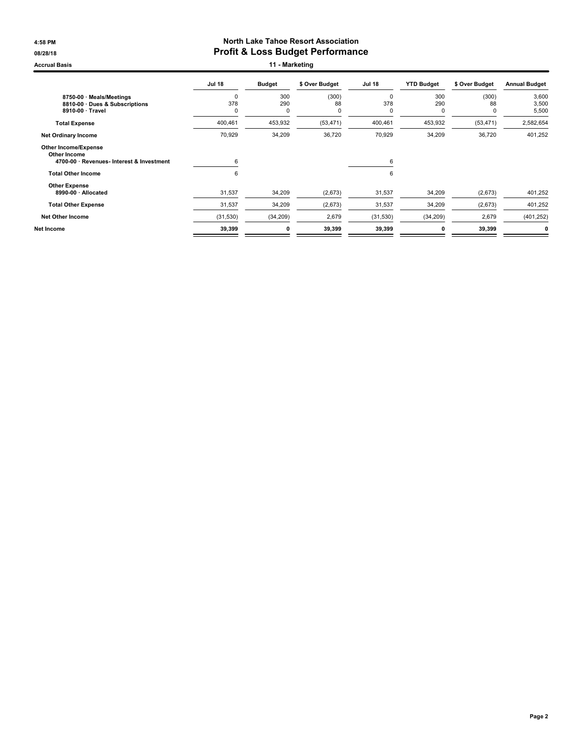4:58 PM
08/28/18
Accrual Basis

# North Lake Tahoe Resort Association
## Profit & Loss Budget Performance
### 11 - Marketing

| | Jul 18 | Budget | $ Over Budget | Jul 18 | YTD Budget | $ Over Budget | Annual Budget |
|---|---|---|---|---|---|---|---|
| 8750-00 · Meals/Meetings | 0 | 300 | (300) | 0 | 300 | (300) | 3,600 |
| 8810-00 · Dues & Subscriptions | 378 | 290 | 88 | 378 | 290 | 88 | 3,500 |
| 8910-00 · Travel | 0 | 0 | 0 | 0 | 0 | 0 | 5,500 |
| **Total Expense** | 400,461 | 453,932 | (53,471) | 400,461 | 453,932 | (53,471) | 2,582,654 |
| **Net Ordinary Income** | 70,929 | 34,209 | 36,720 | 70,929 | 34,209 | 36,720 | 401,252 |
| **Other Income/Expense** | | | | | | | |
| **Other Income** | | | | | | | |
| 4700-00 · Revenues- Interest & Investment | 6 | | | 6 | | | |
| **Total Other Income** | 6 | | | 6 | | | |
| **Other Expense** | | | | | | | |
| 8990-00 · Allocated | 31,537 | 34,209 | (2,673) | 31,537 | 34,209 | (2,673) | 401,252 |
| **Total Other Expense** | 31,537 | 34,209 | (2,673) | 31,537 | 34,209 | (2,673) | 401,252 |
| **Net Other Income** | (31,530) | (34,209) | 2,679 | (31,530) | (34,209) | 2,679 | (401,252) |
| **Net Income** | **39,399** | **0** | **39,399** | **39,399** | **0** | **39,399** | **0** |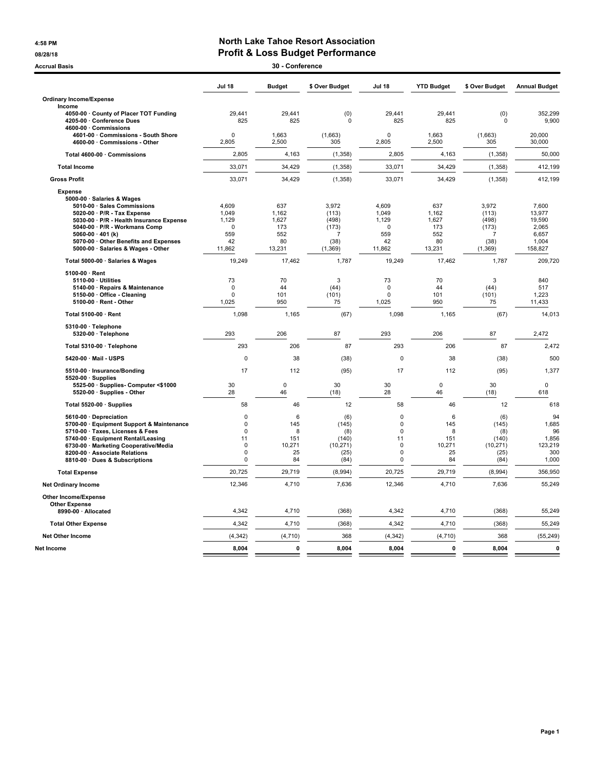4:58 PM
08/28/18
Accrual Basis

# North Lake Tahoe Resort Association
## Profit & Loss Budget Performance
### 30 - Conference

| | Jul 18 | Budget | $ Over Budget | Jul 18 | YTD Budget | $ Over Budget | Annual Budget |
|---|---|---|---|---|---|---|---|
| **Ordinary Income/Expense** | | | | | | | |
| **Income** | | | | | | | |
| 4050-00 · County of Placer TOT Funding | 29,441 | 29,441 | (0) | 29,441 | 29,441 | (0) | 352,299 |
| 4205-00 · Conference Dues | 825 | 825 | 0 | 825 | 825 | 0 | 9,900 |
| 4600-00 · Commissions | | | | | | | |
| 4601-00 · Commissions - South Shore | 0 | 1,663 | (1,663) | 0 | 1,663 | (1,663) | 20,000 |
| 4600-00 · Commissions - Other | 2,805 | 2,500 | 305 | 2,805 | 2,500 | 305 | 30,000 |
| **Total 4600-00 · Commissions** | 2,805 | 4,163 | (1,358) | 2,805 | 4,163 | (1,358) | 50,000 |
| **Total Income** | 33,071 | 34,429 | (1,358) | 33,071 | 34,429 | (1,358) | 412,199 |
| **Gross Profit** | 33,071 | 34,429 | (1,358) | 33,071 | 34,429 | (1,358) | 412,199 |
| **Expense** | | | | | | | |
| 5000-00 · Salaries & Wages | | | | | | | |
| 5010-00 · Sales Commissions | 4,609 | 637 | 3,972 | 4,609 | 637 | 3,972 | 7,600 |
| 5020-00 · P/R - Tax Expense | 1,049 | 1,162 | (113) | 1,049 | 1,162 | (113) | 13,977 |
| 5030-00 · P/R - Health Insurance Expense | 1,129 | 1,627 | (498) | 1,129 | 1,627 | (498) | 19,590 |
| 5040-00 · P/R - Workmans Comp | 0 | 173 | (173) | 0 | 173 | (173) | 2,065 |
| 5060-00 · 401 (k) | 559 | 552 | 7 | 559 | 552 | 7 | 6,657 |
| 5070-00 · Other Benefits and Expenses | 42 | 80 | (38) | 42 | 80 | (38) | 1,004 |
| 5000-00 · Salaries & Wages - Other | 11,862 | 13,231 | (1,369) | 11,862 | 13,231 | (1,369) | 158,827 |
| **Total 5000-00 · Salaries & Wages** | 19,249 | 17,462 | 1,787 | 19,249 | 17,462 | 1,787 | 209,720 |
| 5100-00 · Rent | | | | | | | |
| 5110-00 · Utilities | 73 | 70 | 3 | 73 | 70 | 3 | 840 |
| 5140-00 · Repairs & Maintenance | 0 | 44 | (44) | 0 | 44 | (44) | 517 |
| 5150-00 · Office - Cleaning | 0 | 101 | (101) | 0 | 101 | (101) | 1,223 |
| 5100-00 · Rent - Other | 1,025 | 950 | 75 | 1,025 | 950 | 75 | 11,433 |
| **Total 5100-00 · Rent** | 1,098 | 1,165 | (67) | 1,098 | 1,165 | (67) | 14,013 |
| 5310-00 · Telephone | | | | | | | |
| 5320-00 · Telephone | 293 | 206 | 87 | 293 | 206 | 87 | 2,472 |
| **Total 5310-00 · Telephone** | 293 | 206 | 87 | 293 | 206 | 87 | 2,472 |
| 5420-00 · Mail - USPS | 0 | 38 | (38) | 0 | 38 | (38) | 500 |
| 5510-00 · Insurance/Bonding | 17 | 112 | (95) | 17 | 112 | (95) | 1,377 |
| 5520-00 · Supplies | | | | | | | |
| 5525-00 · Supplies- Computer <$1000 | 30 | 0 | 30 | 30 | 0 | 30 | 0 |
| 5520-00 · Supplies - Other | 28 | 46 | (18) | 28 | 46 | (18) | 618 |
| **Total 5520-00 · Supplies** | 58 | 46 | 12 | 58 | 46 | 12 | 618 |
| 5610-00 · Depreciation | 0 | 6 | (6) | 0 | 6 | (6) | 94 |
| 5700-00 · Equipment Support & Maintenance | 0 | 145 | (145) | 0 | 145 | (145) | 1,685 |
| 5710-00 · Taxes, Licenses & Fees | 0 | 8 | (8) | 0 | 8 | (8) | 96 |
| 5740-00 · Equipment Rental/Leasing | 11 | 151 | (140) | 11 | 151 | (140) | 1,856 |
| 6730-00 · Marketing Cooperative/Media | 0 | 10,271 | (10,271) | 0 | 10,271 | (10,271) | 123,219 |
| 8200-00 · Associate Relations | 0 | 25 | (25) | 0 | 25 | (25) | 300 |
| 8810-00 · Dues & Subscriptions | 0 | 84 | (84) | 0 | 84 | (84) | 1,000 |
| **Total Expense** | 20,725 | 29,719 | (8,994) | 20,725 | 29,719 | (8,994) | 356,950 |
| **Net Ordinary Income** | 12,346 | 4,710 | 7,636 | 12,346 | 4,710 | 7,636 | 55,249 |
| **Other Income/Expense** | | | | | | | |
| **Other Expense** | | | | | | | |
| 8990-00 · Allocated | 4,342 | 4,710 | (368) | 4,342 | 4,710 | (368) | 55,249 |
| **Total Other Expense** | 4,342 | 4,710 | (368) | 4,342 | 4,710 | (368) | 55,249 |
| **Net Other Income** | (4,342) | (4,710) | 368 | (4,342) | (4,710) | 368 | (55,249) |
| **Net Income** | **8,004** | **0** | **8,004** | **8,004** | **0** | **8,004** | **0** |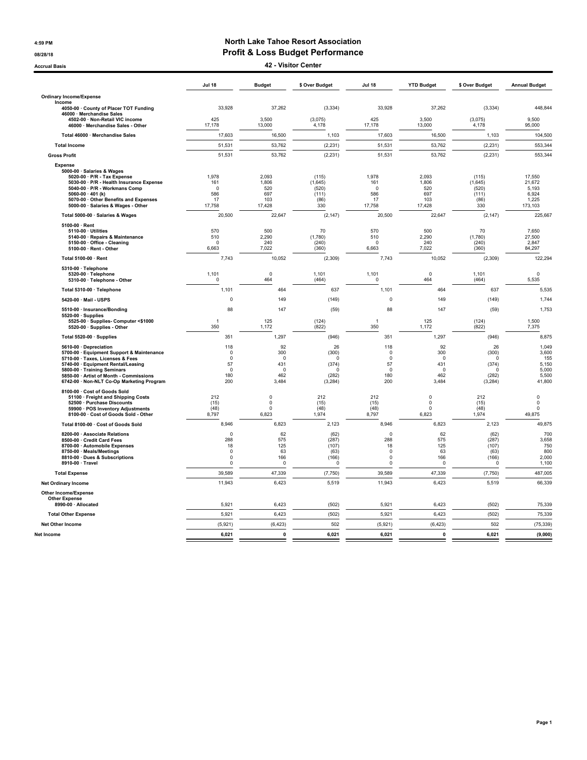4:59 PM
08/28/18
Accrual Basis

# North Lake Tahoe Resort Association
## Profit & Loss Budget Performance
### 42 - Visitor Center

| | Jul 18 | Budget | $ Over Budget | Jul 18 | YTD Budget | $ Over Budget | Annual Budget |
|---|---|---|---|---|---|---|---|
| **Ordinary Income/Expense** | | | | | | | |
| **Income** | | | | | | | |
| 4050-00 · County of Placer TOT Funding | 33,928 | 37,262 | (3,334) | 33,928 | 37,262 | (3,334) | 448,844 |
| 46000 · Merchandise Sales | | | | | | | |
| 4502-00 · Non-Retail VIC income | 425 | 3,500 | (3,075) | 425 | 3,500 | (3,075) | 9,500 |
| 46000 · Merchandise Sales - Other | 17,178 | 13,000 | 4,178 | 17,178 | 13,000 | 4,178 | 95,000 |
| Total 46000 · Merchandise Sales | 17,603 | 16,500 | 1,103 | 17,603 | 16,500 | 1,103 | 104,500 |
| **Total Income** | 51,531 | 53,762 | (2,231) | 51,531 | 53,762 | (2,231) | 553,344 |
| **Gross Profit** | 51,531 | 53,762 | (2,231) | 51,531 | 53,762 | (2,231) | 553,344 |
| **Expense** | | | | | | | |
| 5000-00 · Salaries & Wages | | | | | | | |
| 5020-00 · P/R - Tax Expense | 1,978 | 2,093 | (115) | 1,978 | 2,093 | (115) | 17,550 |
| 5030-00 · P/R - Health Insurance Expense | 161 | 1,806 | (1,645) | 161 | 1,806 | (1,645) | 21,672 |
| 5040-00 · P/R - Workmans Comp | 0 | 520 | (520) | 0 | 520 | (520) | 5,193 |
| 5060-00 · 401 (k) | 586 | 697 | (111) | 586 | 697 | (111) | 6,924 |
| 5070-00 · Other Benefits and Expenses | 17 | 103 | (86) | 17 | 103 | (86) | 1,225 |
| 5000-00 · Salaries & Wages - Other | 17,758 | 17,428 | 330 | 17,758 | 17,428 | 330 | 173,103 |
| Total 5000-00 · Salaries & Wages | 20,500 | 22,647 | (2,147) | 20,500 | 22,647 | (2,147) | 225,667 |
| 5100-00 · Rent | | | | | | | |
| 5110-00 · Utilities | 570 | 500 | 70 | 570 | 500 | 70 | 7,650 |
| 5140-00 · Repairs & Maintenance | 510 | 2,290 | (1,780) | 510 | 2,290 | (1,780) | 27,500 |
| 5150-00 · Office - Cleaning | 0 | 240 | (240) | 0 | 240 | (240) | 2,847 |
| 5100-00 · Rent - Other | 6,663 | 7,022 | (360) | 6,663 | 7,022 | (360) | 84,297 |
| Total 5100-00 · Rent | 7,743 | 10,052 | (2,309) | 7,743 | 10,052 | (2,309) | 122,294 |
| 5310-00 · Telephone | | | | | | | |
| 5320-00 · Telephone | 1,101 | 0 | 1,101 | 1,101 | 0 | 1,101 | 0 |
| 5310-00 · Telephone - Other | 0 | 464 | (464) | 0 | 464 | (464) | 5,535 |
| Total 5310-00 · Telephone | 1,101 | 464 | 637 | 1,101 | 464 | 637 | 5,535 |
| 5420-00 · Mail - USPS | 0 | 149 | (149) | 0 | 149 | (149) | 1,744 |
| 5510-00 · Insurance/Bonding | 88 | 147 | (59) | 88 | 147 | (59) | 1,753 |
| 5520-00 · Supplies | | | | | | | |
| 5525-00 · Supplies- Computer <$1000 | 1 | 125 | (124) | 1 | 125 | (124) | 1,500 |
| 5520-00 · Supplies - Other | 350 | 1,172 | (822) | 350 | 1,172 | (822) | 7,375 |
| Total 5520-00 · Supplies | 351 | 1,297 | (946) | 351 | 1,297 | (946) | 8,875 |
| 5610-00 · Depreciation | 118 | 92 | 26 | 118 | 92 | 26 | 1,049 |
| 5700-00 · Equipment Support & Maintenance | 0 | 300 | (300) | 0 | 300 | (300) | 3,600 |
| 5710-00 · Taxes, Licenses & Fees | 0 | 0 | 0 | 0 | 0 | 0 | 155 |
| 5740-00 · Equipment Rental/Leasing | 57 | 431 | (374) | 57 | 431 | (374) | 5,150 |
| 5800-00 · Training Seminars | 0 | 0 | 0 | 0 | 0 | 0 | 5,000 |
| 5850-00 · Artist of Month - Commissions | 180 | 462 | (282) | 180 | 462 | (282) | 5,500 |
| 6742-00 · Non-NLT Co-Op Marketing Program | 200 | 3,484 | (3,284) | 200 | 3,484 | (3,284) | 41,800 |
| 8100-00 · Cost of Goods Sold | | | | | | | |
| 51100 · Freight and Shipping Costs | 212 | 0 | 212 | 212 | 0 | 212 | 0 |
| 52500 · Purchase Discounts | (15) | 0 | (15) | (15) | 0 | (15) | 0 |
| 59900 · POS Inventory Adjustments | (48) | 0 | (48) | (48) | 0 | (48) | 0 |
| 8100-00 · Cost of Goods Sold - Other | 8,797 | 6,823 | 1,974 | 8,797 | 6,823 | 1,974 | 49,875 |
| Total 8100-00 · Cost of Goods Sold | 8,946 | 6,823 | 2,123 | 8,946 | 6,823 | 2,123 | 49,875 |
| 8200-00 · Associate Relations | 0 | 62 | (62) | 0 | 62 | (62) | 700 |
| 8500-00 · Credit Card Fees | 288 | 575 | (287) | 288 | 575 | (287) | 3,658 |
| 8700-00 · Automobile Expenses | 18 | 125 | (107) | 18 | 125 | (107) | 750 |
| 8750-00 · Meals/Meetings | 0 | 63 | (63) | 0 | 63 | (63) | 800 |
| 8810-00 · Dues & Subscriptions | 0 | 166 | (166) | 0 | 166 | (166) | 2,000 |
| 8910-00 · Travel | 0 | 0 | 0 | 0 | 0 | 0 | 1,100 |
| **Total Expense** | 39,589 | 47,339 | (7,750) | 39,589 | 47,339 | (7,750) | 487,005 |
| **Net Ordinary Income** | 11,943 | 6,423 | 5,519 | 11,943 | 6,423 | 5,519 | 66,339 |
| **Other Income/Expense** | | | | | | | |
| **Other Expense** | | | | | | | |
| 8990-00 · Allocated | 5,921 | 6,423 | (502) | 5,921 | 6,423 | (502) | 75,339 |
| **Total Other Expense** | 5,921 | 6,423 | (502) | 5,921 | 6,423 | (502) | 75,339 |
| **Net Other Income** | (5,921) | (6,423) | 502 | (5,921) | (6,423) | 502 | (75,339) |
| **Net Income** | **6,021** | **0** | **6,021** | **6,021** | **0** | **6,021** | **(9,000)** |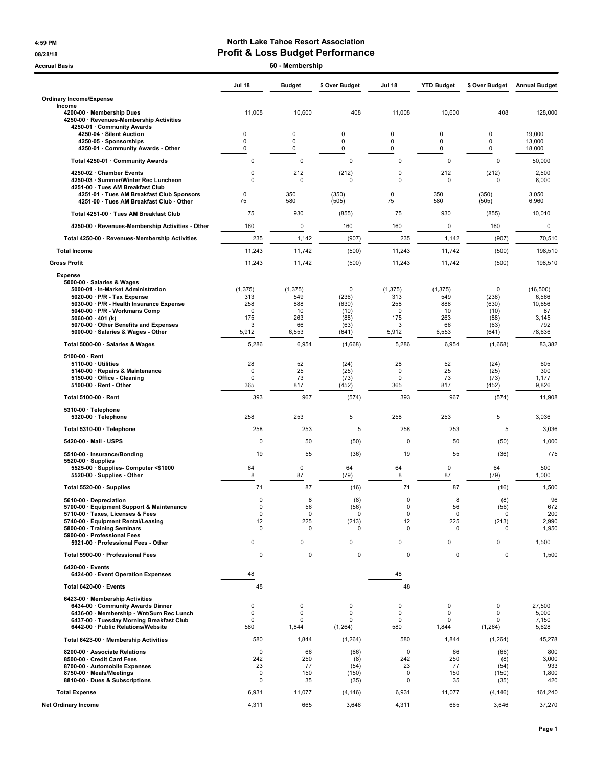# North Lake Tahoe Resort Association

## Profit & Loss Budget Performance

4:59 PM
08/28/18
Accrual Basis

**60 - Membership**

| | Jul 18 | Budget | $ Over Budget | Jul 18 | YTD Budget | $ Over Budget | Annual Budget |
|---|---|---|---|---|---|---|---|
| **Ordinary Income/Expense** | | | | | | | |
| **Income** | | | | | | | |
| 4200-00 · Membership Dues | 11,008 | 10,600 | 408 | 11,008 | 10,600 | 408 | 128,000 |
| 4250-00 · Revenues-Membership Activities | | | | | | | |
| 4250-01 · Community Awards | | | | | | | |
| 4250-04 · Silent Auction | 0 | 0 | 0 | 0 | 0 | 0 | 19,000 |
| 4250-05 · Sponsorships | 0 | 0 | 0 | 0 | 0 | 0 | 13,000 |
| 4250-01 · Community Awards - Other | 0 | 0 | 0 | 0 | 0 | 0 | 18,000 |
| Total 4250-01 · Community Awards | 0 | 0 | 0 | 0 | 0 | 0 | 50,000 |
| 4250-02 · Chamber Events | 0 | 212 | (212) | 0 | 212 | (212) | 2,500 |
| 4250-03 · Summer/Winter Rec Luncheon | 0 | 0 | 0 | 0 | 0 | 0 | 8,000 |
| 4251-00 · Tues AM Breakfast Club | | | | | | | |
| 4251-01 · Tues AM Breakfast Club Sponsors | 0 | 350 | (350) | 0 | 350 | (350) | 3,050 |
| 4251-00 · Tues AM Breakfast Club - Other | 75 | 580 | (505) | 75 | 580 | (505) | 6,960 |
| Total 4251-00 · Tues AM Breakfast Club | 75 | 930 | (855) | 75 | 930 | (855) | 10,010 |
| 4250-00 · Revenues-Membership Activities - Other | 160 | 0 | 160 | 160 | 0 | 160 | 0 |
| Total 4250-00 · Revenues-Membership Activities | 235 | 1,142 | (907) | 235 | 1,142 | (907) | 70,510 |
| **Total Income** | 11,243 | 11,742 | (500) | 11,243 | 11,742 | (500) | 198,510 |
| **Gross Profit** | 11,243 | 11,742 | (500) | 11,243 | 11,742 | (500) | 198,510 |
| **Expense** | | | | | | | |
| 5000-00 · Salaries & Wages | | | | | | | |
| 5000-01 · In-Market Administration | (1,375) | (1,375) | 0 | (1,375) | (1,375) | 0 | (16,500) |
| 5020-00 · P/R - Tax Expense | 313 | 549 | (236) | 313 | 549 | (236) | 6,566 |
| 5030-00 · P/R - Health Insurance Expense | 258 | 888 | (630) | 258 | 888 | (630) | 10,656 |
| 5040-00 · P/R - Workmans Comp | 0 | 10 | (10) | 0 | 10 | (10) | 87 |
| 5060-00 · 401 (k) | 175 | 263 | (88) | 175 | 263 | (88) | 3,145 |
| 5070-00 · Other Benefits and Expenses | 3 | 66 | (63) | 3 | 66 | (63) | 792 |
| 5000-00 · Salaries & Wages - Other | 5,912 | 6,553 | (641) | 5,912 | 6,553 | (641) | 78,636 |
| Total 5000-00 · Salaries & Wages | 5,286 | 6,954 | (1,668) | 5,286 | 6,954 | (1,668) | 83,382 |
| 5100-00 · Rent | | | | | | | |
| 5110-00 · Utilities | 28 | 52 | (24) | 28 | 52 | (24) | 605 |
| 5140-00 · Repairs & Maintenance | 0 | 25 | (25) | 0 | 25 | (25) | 300 |
| 5150-00 · Office - Cleaning | 0 | 73 | (73) | 0 | 73 | (73) | 1,177 |
| 5100-00 · Rent - Other | 365 | 817 | (452) | 365 | 817 | (452) | 9,826 |
| Total 5100-00 · Rent | 393 | 967 | (574) | 393 | 967 | (574) | 11,908 |
| 5310-00 · Telephone | | | | | | | |
| 5320-00 · Telephone | 258 | 253 | 5 | 258 | 253 | 5 | 3,036 |
| Total 5310-00 · Telephone | 258 | 253 | 5 | 258 | 253 | 5 | 3,036 |
| 5420-00 · Mail - USPS | 0 | 50 | (50) | 0 | 50 | (50) | 1,000 |
| 5510-00 · Insurance/Bonding | 19 | 55 | (36) | 19 | 55 | (36) | 775 |
| 5520-00 · Supplies | | | | | | | |
| 5525-00 · Supplies- Computer <$1000 | 64 | 0 | 64 | 64 | 0 | 64 | 500 |
| 5520-00 · Supplies - Other | 8 | 87 | (79) | 8 | 87 | (79) | 1,000 |
| Total 5520-00 · Supplies | 71 | 87 | (16) | 71 | 87 | (16) | 1,500 |
| 5610-00 · Depreciation | 0 | 8 | (8) | 0 | 8 | (8) | 96 |
| 5700-00 · Equipment Support & Maintenance | 0 | 56 | (56) | 0 | 56 | (56) | 672 |
| 5710-00 · Taxes, Licenses & Fees | 0 | 0 | 0 | 0 | 0 | 0 | 200 |
| 5740-00 · Equipment Rental/Leasing | 12 | 225 | (213) | 12 | 225 | (213) | 2,990 |
| 5800-00 · Training Seminars | 0 | 0 | 0 | 0 | 0 | 0 | 1,950 |
| 5900-00 · Professional Fees | | | | | | | |
| 5921-00 · Professional Fees - Other | 0 | 0 | 0 | 0 | 0 | 0 | 1,500 |
| Total 5900-00 · Professional Fees | 0 | 0 | 0 | 0 | 0 | 0 | 1,500 |
| 6420-00 · Events | | | | | | | |
| 6424-00 · Event Operation Expenses | 48 | | | 48 | | | |
| Total 6420-00 · Events | 48 | | | 48 | | | |
| 6423-00 · Membership Activities | | | | | | | |
| 6434-00 · Community Awards Dinner | 0 | 0 | 0 | 0 | 0 | 0 | 27,500 |
| 6436-00 · Membership - Wnt/Sum Rec Lunch | 0 | 0 | 0 | 0 | 0 | 0 | 5,000 |
| 6437-00 · Tuesday Morning Breakfast Club | 0 | 0 | 0 | 0 | 0 | 0 | 7,150 |
| 6442-00 · Public Relations/Website | 580 | 1,844 | (1,264) | 580 | 1,844 | (1,264) | 5,628 |
| Total 6423-00 · Membership Activities | 580 | 1,844 | (1,264) | 580 | 1,844 | (1,264) | 45,278 |
| 8200-00 · Associate Relations | 0 | 66 | (66) | 0 | 66 | (66) | 800 |
| 8500-00 · Credit Card Fees | 242 | 250 | (8) | 242 | 250 | (8) | 3,000 |
| 8700-00 · Automobile Expenses | 23 | 77 | (54) | 23 | 77 | (54) | 933 |
| 8750-00 · Meals/Meetings | 0 | 150 | (150) | 0 | 150 | (150) | 1,800 |
| 8810-00 · Dues & Subscriptions | 0 | 35 | (35) | 0 | 35 | (35) | 420 |
| **Total Expense** | 6,931 | 11,077 | (4,146) | 6,931 | 11,077 | (4,146) | 161,240 |
| **Net Ordinary Income** | 4,311 | 665 | 3,646 | 4,311 | 665 | 3,646 | 37,270 |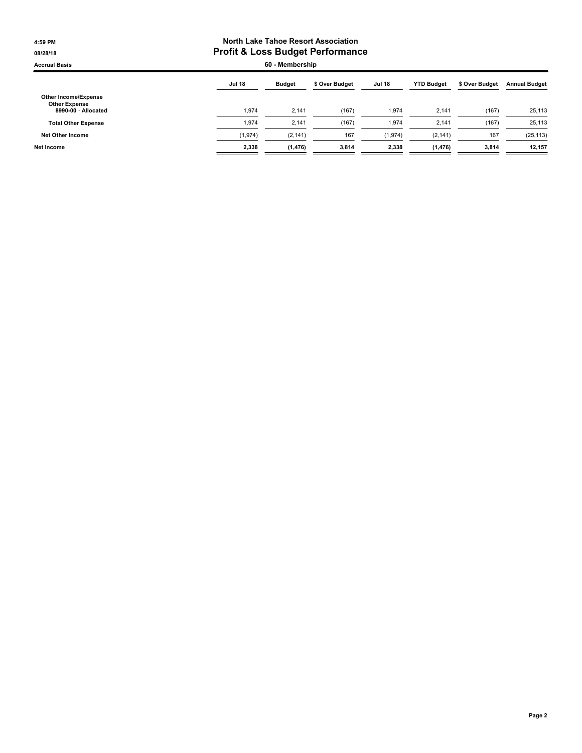# North Lake Tahoe Resort Association
## Profit & Loss Budget Performance

Accrual Basis

60 - Membership

4:59 PM
08/28/18

| | Jul 18 | Budget | $ Over Budget | Jul 18 | YTD Budget | $ Over Budget | Annual Budget |
|---|---|---|---|---|---|---|---|
| **Other Income/Expense** | | | | | | | |
| **Other Expense** | | | | | | | |
| **8990-00 · Allocated** | 1,974 | 2,141 | (167) | 1,974 | 2,141 | (167) | 25,113 |
| **Total Other Expense** | 1,974 | 2,141 | (167) | 1,974 | 2,141 | (167) | 25,113 |
| **Net Other Income** | (1,974) | (2,141) | 167 | (1,974) | (2,141) | 167 | (25,113) |
| **Net Income** | **2,338** | **(1,476)** | **3,814** | **2,338** | **(1,476)** | **3,814** | **12,157** |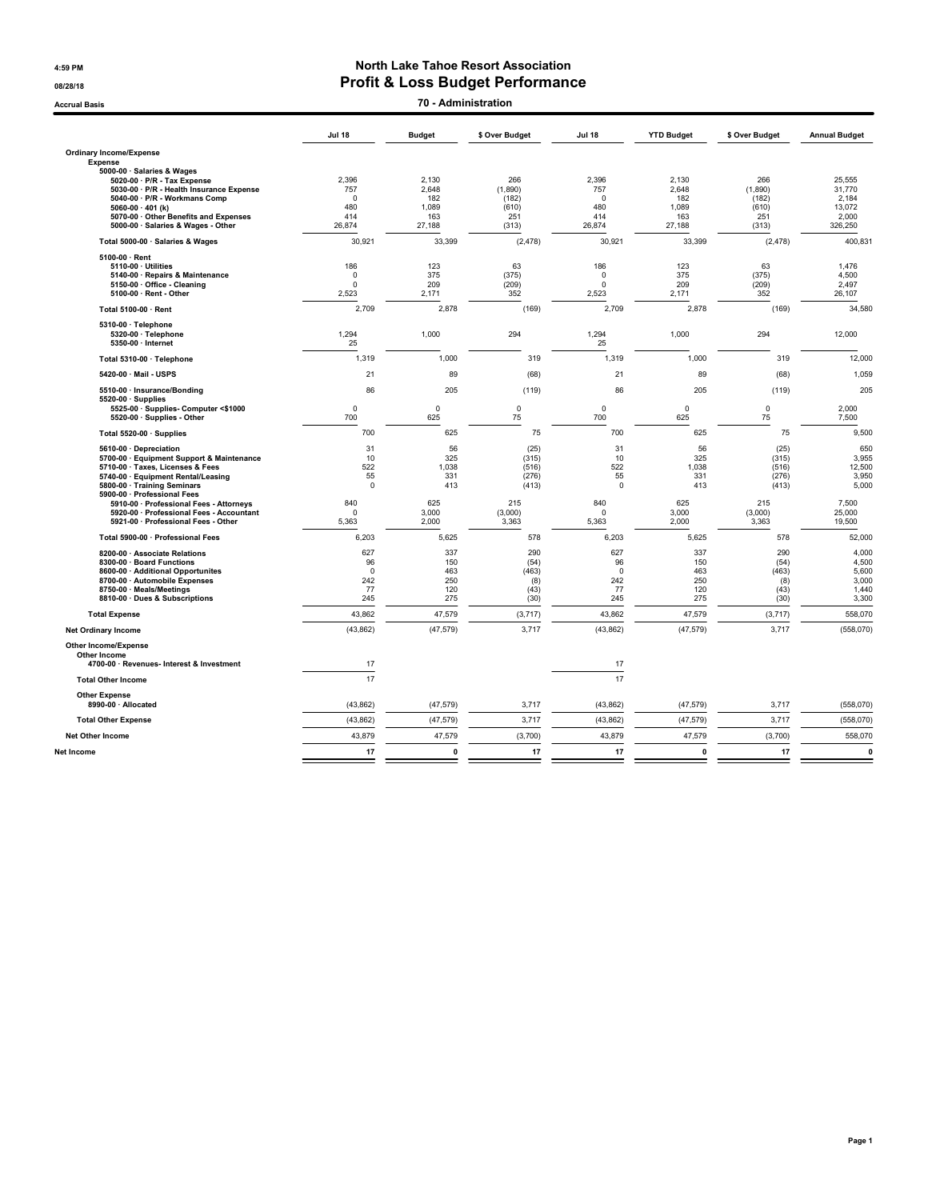4:59 PM

08/28/18

Accrual Basis

# North Lake Tahoe Resort Association

## Profit & Loss Budget Performance

### 70 - Administration

| | Jul 18 | Budget | $ Over Budget | Jul 18 | YTD Budget | $ Over Budget | Annual Budget |
|---|---|---|---|---|---|---|---|
| **Ordinary Income/Expense** | | | | | | | |
| **Expense** | | | | | | | |
| **5000-00 · Salaries & Wages** | | | | | | | |
| 5020-00 · P/R - Tax Expense | 2,396 | 2,130 | 266 | 2,396 | 2,130 | 266 | 25,555 |
| 5030-00 · P/R - Health Insurance Expense | 757 | 2,648 | (1,890) | 757 | 2,648 | (1,890) | 31,770 |
| 5040-00 · P/R - Workmans Comp | 0 | 182 | (182) | 0 | 182 | (182) | 2,184 |
| 5060-00 · 401 (k) | 480 | 1,089 | (610) | 480 | 1,089 | (610) | 13,072 |
| 5070-00 · Other Benefits and Expenses | 414 | 163 | 251 | 414 | 163 | 251 | 2,000 |
| 5000-00 · Salaries & Wages - Other | 26,874 | 27,188 | (313) | 26,874 | 27,188 | (313) | 326,250 |
| **Total 5000-00 · Salaries & Wages** | 30,921 | 33,399 | (2,478) | 30,921 | 33,399 | (2,478) | 400,831 |
| **5100-00 · Rent** | | | | | | | |
| 5110-00 · Utilities | 186 | 123 | 63 | 186 | 123 | 63 | 1,476 |
| 5140-00 · Repairs & Maintenance | 0 | 375 | (375) | 0 | 375 | (375) | 4,500 |
| 5150-00 · Office - Cleaning | 0 | 209 | (209) | 0 | 209 | (209) | 2,497 |
| 5100-00 · Rent - Other | 2,523 | 2,171 | 352 | 2,523 | 2,171 | 352 | 26,107 |
| **Total 5100-00 · Rent** | 2,709 | 2,878 | (169) | 2,709 | 2,878 | (169) | 34,580 |
| **5310-00 · Telephone** | | | | | | | |
| 5320-00 · Telephone | 1,294 | 1,000 | 294 | 1,294 | 1,000 | 294 | 12,000 |
| 5350-00 · Internet | 25 | | | 25 | | | |
| **Total 5310-00 · Telephone** | 1,319 | 1,000 | 319 | 1,319 | 1,000 | 319 | 12,000 |
| 5420-00 · Mail - USPS | 21 | 89 | (68) | 21 | 89 | (68) | 1,059 |
| 5510-00 · Insurance/Bonding | 86 | 205 | (119) | 86 | 205 | (119) | 205 |
| **5520-00 · Supplies** | | | | | | | |
| 5525-00 · Supplies- Computer <$1000 | 0 | 0 | 0 | 0 | 0 | 0 | 2,000 |
| 5520-00 · Supplies - Other | 700 | 625 | 75 | 700 | 625 | 75 | 7,500 |
| **Total 5520-00 · Supplies** | 700 | 625 | 75 | 700 | 625 | 75 | 9,500 |
| 5610-00 · Depreciation | 31 | 56 | (25) | 31 | 56 | (25) | 650 |
| 5700-00 · Equipment Support & Maintenance | 10 | 325 | (315) | 10 | 325 | (315) | 3,955 |
| 5710-00 · Taxes, Licenses & Fees | 522 | 1,038 | (516) | 522 | 1,038 | (516) | 12,500 |
| 5740-00 · Equipment Rental/Leasing | 55 | 331 | (276) | 55 | 331 | (276) | 3,950 |
| 5800-00 · Training Seminars | 0 | 413 | (413) | 0 | 413 | (413) | 5,000 |
| **5900-00 · Professional Fees** | | | | | | | |
| 5910-00 · Professional Fees - Attorneys | 840 | 625 | 215 | 840 | 625 | 215 | 7,500 |
| 5920-00 · Professional Fees - Accountant | 0 | 3,000 | (3,000) | 0 | 3,000 | (3,000) | 25,000 |
| 5921-00 · Professional Fees - Other | 5,363 | 2,000 | 3,363 | 5,363 | 2,000 | 3,363 | 19,500 |
| **Total 5900-00 · Professional Fees** | 6,203 | 5,625 | 578 | 6,203 | 5,625 | 578 | 52,000 |
| 8200-00 · Associate Relations | 627 | 337 | 290 | 627 | 337 | 290 | 4,000 |
| 8300-00 · Board Functions | 96 | 150 | (54) | 96 | 150 | (54) | 4,500 |
| 8600-00 · Additional Opportunites | 0 | 463 | (463) | 0 | 463 | (463) | 5,600 |
| 8700-00 · Automobile Expenses | 242 | 250 | (8) | 242 | 250 | (8) | 3,000 |
| 8750-00 · Meals/Meetings | 77 | 120 | (43) | 77 | 120 | (43) | 1,440 |
| 8810-00 · Dues & Subscriptions | 245 | 275 | (30) | 245 | 275 | (30) | 3,300 |
| **Total Expense** | 43,862 | 47,579 | (3,717) | 43,862 | 47,579 | (3,717) | 558,070 |
| **Net Ordinary Income** | (43,862) | (47,579) | 3,717 | (43,862) | (47,579) | 3,717 | (558,070) |
| **Other Income/Expense** | | | | | | | |
| **Other Income** | | | | | | | |
| 4700-00 · Revenues- Interest & Investment | 17 | | | 17 | | | |
| **Total Other Income** | 17 | | | 17 | | | |
| **Other Expense** | | | | | | | |
| 8990-00 · Allocated | (43,862) | (47,579) | 3,717 | (43,862) | (47,579) | 3,717 | (558,070) |
| **Total Other Expense** | (43,862) | (47,579) | 3,717 | (43,862) | (47,579) | 3,717 | (558,070) |
| **Net Other Income** | 43,879 | 47,579 | (3,700) | 43,879 | 47,579 | (3,700) | 558,070 |
| **Net Income** | **17** | **0** | **17** | **17** | **0** | **17** | **0** |